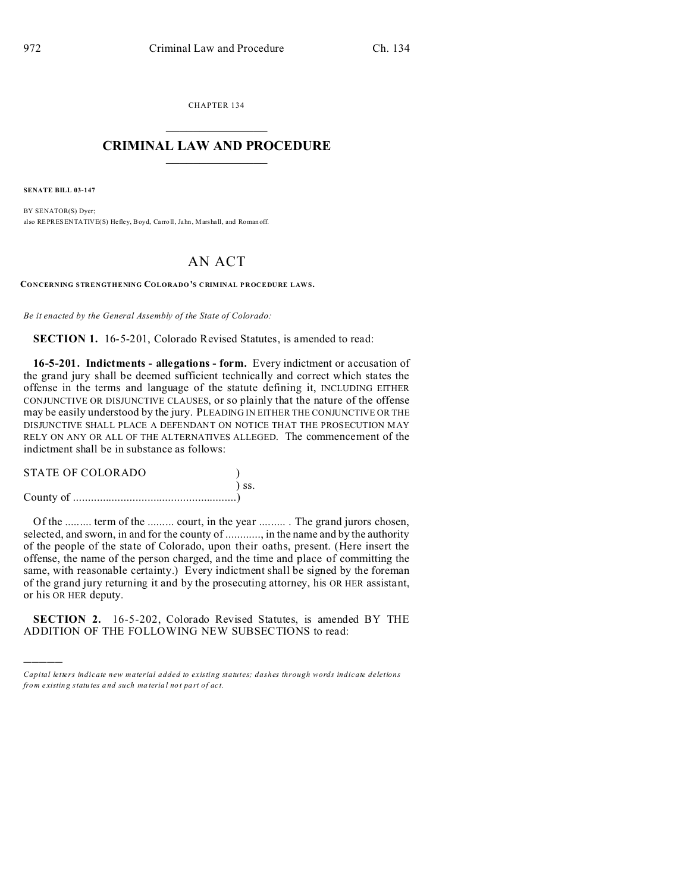CHAPTER 134

# CRIMINAL LAW AND PROCEDURE

**SENATE BILL 03-147**

BY SENATOR(S) Dyer;
also REPRESENTATIVE(S) Hefley, Boyd, Carroll, Jahn, Marshall, and Romanoff.

## AN ACT

**CONCERNING STRENGTHENING COLORADO'S CRIMINAL PROCEDURE LAWS.**

*Be it enacted by the General Assembly of the State of Colorado:*

**SECTION 1.** 16-5-201, Colorado Revised Statutes, is amended to read:

**16-5-201. Indictments - allegations - form.** Every indictment or accusation of the grand jury shall be deemed sufficient technically and correct which states the offense in the terms and language of the statute defining it, INCLUDING EITHER CONJUNCTIVE OR DISJUNCTIVE CLAUSES, or so plainly that the nature of the offense may be easily understood by the jury. PLEADING IN EITHER THE CONJUNCTIVE OR THE DISJUNCTIVE SHALL PLACE A DEFENDANT ON NOTICE THAT THE PROSECUTION MAY RELY ON ANY OR ALL OF THE ALTERNATIVES ALLEGED. The commencement of the indictment shall be in substance as follows:

STATE OF COLORADO )
) ss.
County of ......................................................)

Of the ......... term of the ......... court, in the year ......... . The grand jurors chosen, selected, and sworn, in and for the county of ............, in the name and by the authority of the people of the state of Colorado, upon their oaths, present. (Here insert the offense, the name of the person charged, and the time and place of committing the same, with reasonable certainty.) Every indictment shall be signed by the foreman of the grand jury returning it and by the prosecuting attorney, his OR HER assistant, or his OR HER deputy.

**SECTION 2.** 16-5-202, Colorado Revised Statutes, is amended BY THE ADDITION OF THE FOLLOWING NEW SUBSECTIONS to read:

---

*Capital letters indicate new material added to existing statutes; dashes through words indicate deletions from existing statutes and such material not part of act.*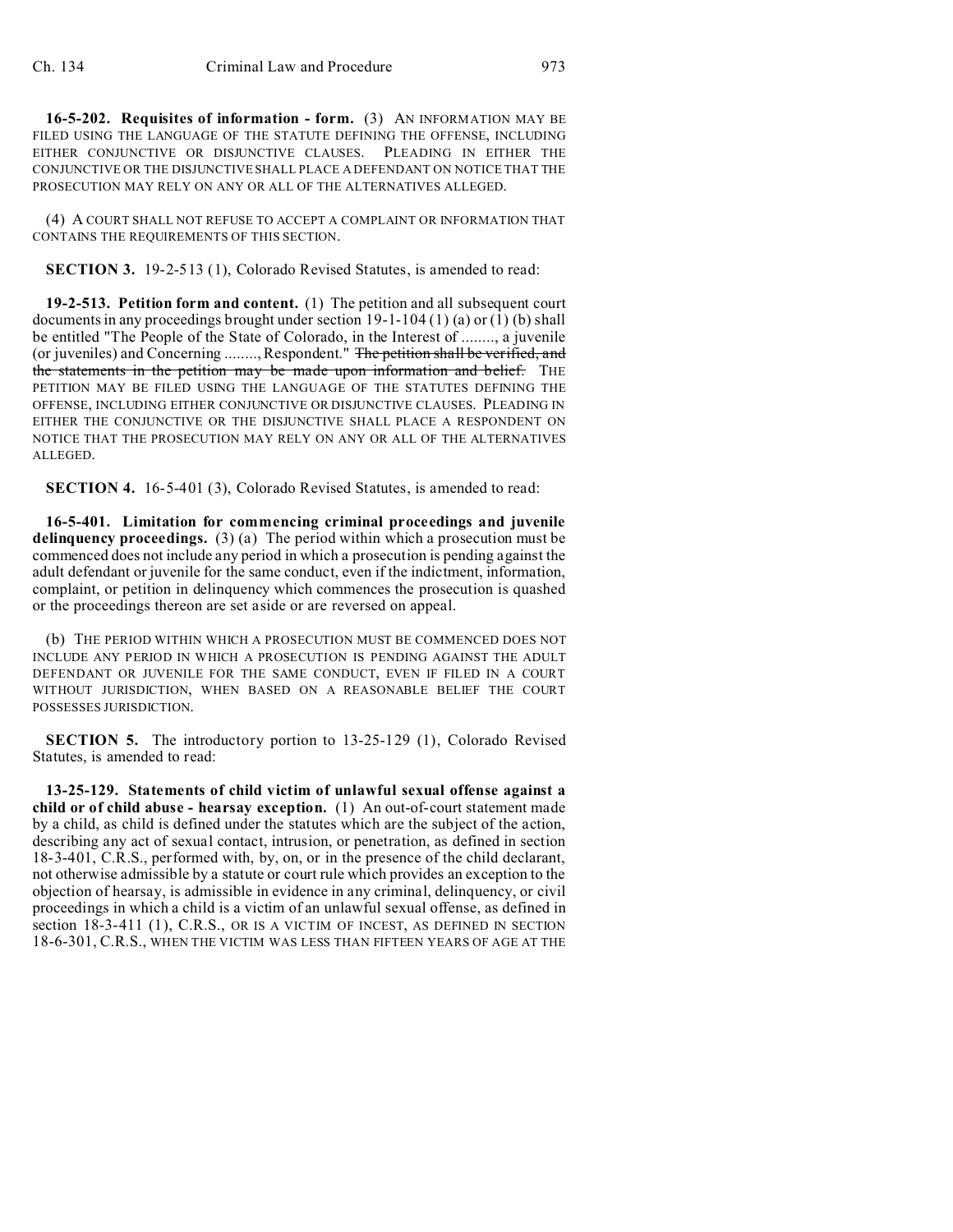**16-5-202. Requisites of information - form.** (3) AN INFORMATION MAY BE FILED USING THE LANGUAGE OF THE STATUTE DEFINING THE OFFENSE, INCLUDING EITHER CONJUNCTIVE OR DISJUNCTIVE CLAUSES. PLEADING IN EITHER THE CONJUNCTIVE OR THE DISJUNCTIVE SHALL PLACE A DEFENDANT ON NOTICE THAT THE PROSECUTION MAY RELY ON ANY OR ALL OF THE ALTERNATIVES ALLEGED.

(4) A COURT SHALL NOT REFUSE TO ACCEPT A COMPLAINT OR INFORMATION THAT CONTAINS THE REQUIREMENTS OF THIS SECTION.

**SECTION 3.** 19-2-513 (1), Colorado Revised Statutes, is amended to read:

**19-2-513. Petition form and content.** (1) The petition and all subsequent court documents in any proceedings brought under section 19-1-104 (1) (a) or (1) (b) shall be entitled "The People of the State of Colorado, in the Interest of ........, a juvenile (or juveniles) and Concerning ........, Respondent." ~~The petition shall be verified, and the statements in the petition may be made upon information and belief.~~ THE PETITION MAY BE FILED USING THE LANGUAGE OF THE STATUTES DEFINING THE OFFENSE, INCLUDING EITHER CONJUNCTIVE OR DISJUNCTIVE CLAUSES. PLEADING IN EITHER THE CONJUNCTIVE OR THE DISJUNCTIVE SHALL PLACE A RESPONDENT ON NOTICE THAT THE PROSECUTION MAY RELY ON ANY OR ALL OF THE ALTERNATIVES ALLEGED.

**SECTION 4.** 16-5-401 (3), Colorado Revised Statutes, is amended to read:

**16-5-401. Limitation for commencing criminal proceedings and juvenile delinquency proceedings.** (3) (a) The period within which a prosecution must be commenced does not include any period in which a prosecution is pending against the adult defendant or juvenile for the same conduct, even if the indictment, information, complaint, or petition in delinquency which commences the prosecution is quashed or the proceedings thereon are set aside or are reversed on appeal.

(b) THE PERIOD WITHIN WHICH A PROSECUTION MUST BE COMMENCED DOES NOT INCLUDE ANY PERIOD IN WHICH A PROSECUTION IS PENDING AGAINST THE ADULT DEFENDANT OR JUVENILE FOR THE SAME CONDUCT, EVEN IF FILED IN A COURT WITHOUT JURISDICTION, WHEN BASED ON A REASONABLE BELIEF THE COURT POSSESSES JURISDICTION.

**SECTION 5.** The introductory portion to 13-25-129 (1), Colorado Revised Statutes, is amended to read:

**13-25-129. Statements of child victim of unlawful sexual offense against a child or of child abuse - hearsay exception.** (1) An out-of-court statement made by a child, as child is defined under the statutes which are the subject of the action, describing any act of sexual contact, intrusion, or penetration, as defined in section 18-3-401, C.R.S., performed with, by, on, or in the presence of the child declarant, not otherwise admissible by a statute or court rule which provides an exception to the objection of hearsay, is admissible in evidence in any criminal, delinquency, or civil proceedings in which a child is a victim of an unlawful sexual offense, as defined in section 18-3-411 (1), C.R.S., OR IS A VICTIM OF INCEST, AS DEFINED IN SECTION 18-6-301, C.R.S., WHEN THE VICTIM WAS LESS THAN FIFTEEN YEARS OF AGE AT THE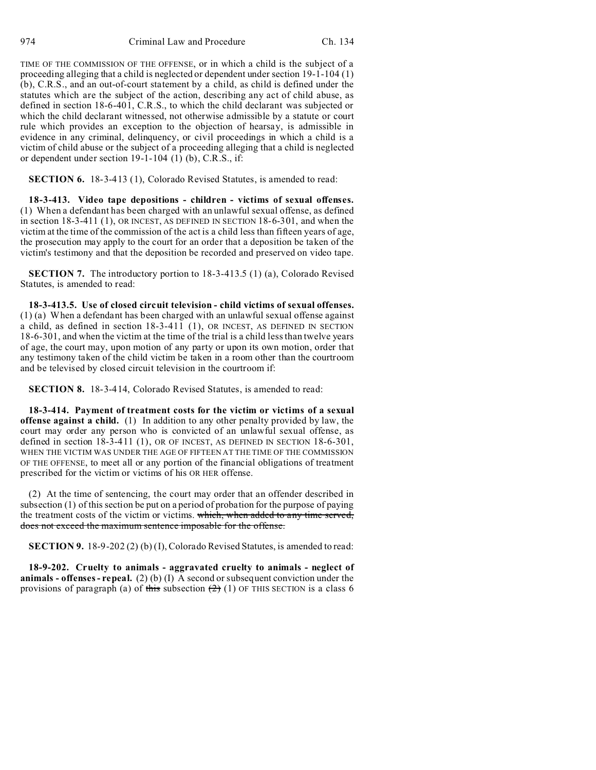TIME OF THE COMMISSION OF THE OFFENSE, or in which a child is the subject of a proceeding alleging that a child is neglected or dependent under section 19-1-104 (1) (b), C.R.S., and an out-of-court statement by a child, as child is defined under the statutes which are the subject of the action, describing any act of child abuse, as defined in section 18-6-401, C.R.S., to which the child declarant was subjected or which the child declarant witnessed, not otherwise admissible by a statute or court rule which provides an exception to the objection of hearsay, is admissible in evidence in any criminal, delinquency, or civil proceedings in which a child is a victim of child abuse or the subject of a proceeding alleging that a child is neglected or dependent under section 19-1-104 (1) (b), C.R.S., if:

**SECTION 6.** 18-3-413 (1), Colorado Revised Statutes, is amended to read:

**18-3-413. Video tape depositions - children - victims of sexual offenses.** (1) When a defendant has been charged with an unlawful sexual offense, as defined in section 18-3-411 (1), OR INCEST, AS DEFINED IN SECTION 18-6-301, and when the victim at the time of the commission of the act is a child less than fifteen years of age, the prosecution may apply to the court for an order that a deposition be taken of the victim's testimony and that the deposition be recorded and preserved on video tape.

**SECTION 7.** The introductory portion to 18-3-413.5 (1) (a), Colorado Revised Statutes, is amended to read:

**18-3-413.5. Use of closed circuit television - child victims of sexual offenses.** (1) (a) When a defendant has been charged with an unlawful sexual offense against a child, as defined in section 18-3-411 (1), OR INCEST, AS DEFINED IN SECTION 18-6-301, and when the victim at the time of the trial is a child less than twelve years of age, the court may, upon motion of any party or upon its own motion, order that any testimony taken of the child victim be taken in a room other than the courtroom and be televised by closed circuit television in the courtroom if:

**SECTION 8.** 18-3-414, Colorado Revised Statutes, is amended to read:

**18-3-414. Payment of treatment costs for the victim or victims of a sexual offense against a child.** (1) In addition to any other penalty provided by law, the court may order any person who is convicted of an unlawful sexual offense, as defined in section 18-3-411 (1), OR OF INCEST, AS DEFINED IN SECTION 18-6-301, WHEN THE VICTIM WAS UNDER THE AGE OF FIFTEEN AT THE TIME OF THE COMMISSION OF THE OFFENSE, to meet all or any portion of the financial obligations of treatment prescribed for the victim or victims of his OR HER offense.

(2) At the time of sentencing, the court may order that an offender described in subsection (1) of this section be put on a period of probation for the purpose of paying the treatment costs of the victim or victims. ~~which, when added to any time served, does not exceed the maximum sentence imposable for the offense.~~

**SECTION 9.** 18-9-202 (2) (b) (I), Colorado Revised Statutes, is amended to read:

**18-9-202. Cruelty to animals - aggravated cruelty to animals - neglect of animals - offenses - repeal.** (2) (b) (I) A second or subsequent conviction under the provisions of paragraph (a) of ~~this~~ subsection ~~(2)~~ (1) OF THIS SECTION is a class 6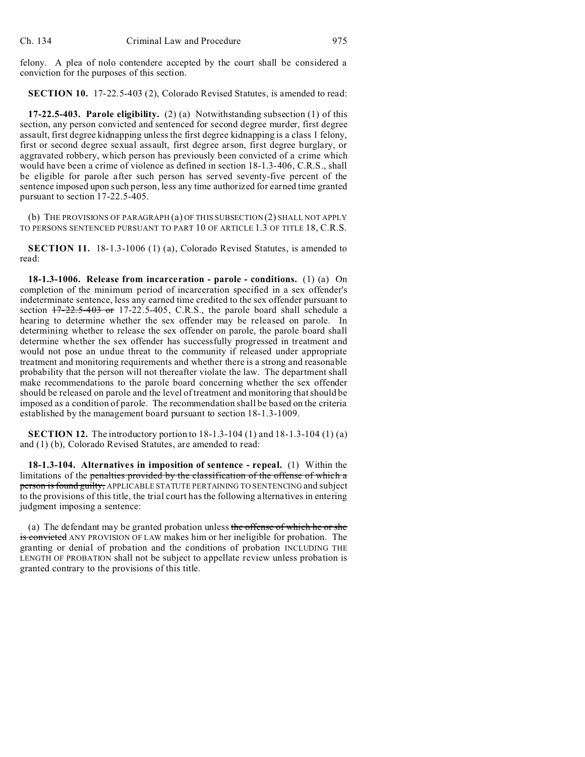felony. A plea of nolo contendere accepted by the court shall be considered a conviction for the purposes of this section.

**SECTION 10.** 17-22.5-403 (2), Colorado Revised Statutes, is amended to read:

**17-22.5-403. Parole eligibility.** (2) (a) Notwithstanding subsection (1) of this section, any person convicted and sentenced for second degree murder, first degree assault, first degree kidnapping unless the first degree kidnapping is a class 1 felony, first or second degree sexual assault, first degree arson, first degree burglary, or aggravated robbery, which person has previously been convicted of a crime which would have been a crime of violence as defined in section 18-1.3-406, C.R.S., shall be eligible for parole after such person has served seventy-five percent of the sentence imposed upon such person, less any time authorized for earned time granted pursuant to section 17-22.5-405.

(b) THE PROVISIONS OF PARAGRAPH (a) OF THIS SUBSECTION (2) SHALL NOT APPLY TO PERSONS SENTENCED PURSUANT TO PART 10 OF ARTICLE 1.3 OF TITLE 18, C.R.S.

**SECTION 11.** 18-1.3-1006 (1) (a), Colorado Revised Statutes, is amended to read:

**18-1.3-1006. Release from incarceration - parole - conditions.** (1) (a) On completion of the minimum period of incarceration specified in a sex offender's indeterminate sentence, less any earned time credited to the sex offender pursuant to section ~~17-22.5-403 or~~ 17-22.5-405, C.R.S., the parole board shall schedule a hearing to determine whether the sex offender may be released on parole. In determining whether to release the sex offender on parole, the parole board shall determine whether the sex offender has successfully progressed in treatment and would not pose an undue threat to the community if released under appropriate treatment and monitoring requirements and whether there is a strong and reasonable probability that the person will not thereafter violate the law. The department shall make recommendations to the parole board concerning whether the sex offender should be released on parole and the level of treatment and monitoring that should be imposed as a condition of parole. The recommendation shall be based on the criteria established by the management board pursuant to section 18-1.3-1009.

**SECTION 12.** The introductory portion to 18-1.3-104 (1) and 18-1.3-104 (1) (a) and (1) (b), Colorado Revised Statutes, are amended to read:

**18-1.3-104. Alternatives in imposition of sentence - repeal.** (1) Within the limitations of the ~~penalties provided by the classification of the offense of which a person is found guilty,~~ APPLICABLE STATUTE PERTAINING TO SENTENCING and subject to the provisions of this title, the trial court has the following alternatives in entering judgment imposing a sentence:

(a) The defendant may be granted probation unless ~~the offense of which he or she is convicted~~ ANY PROVISION OF LAW makes him or her ineligible for probation. The granting or denial of probation and the conditions of probation INCLUDING THE LENGTH OF PROBATION shall not be subject to appellate review unless probation is granted contrary to the provisions of this title.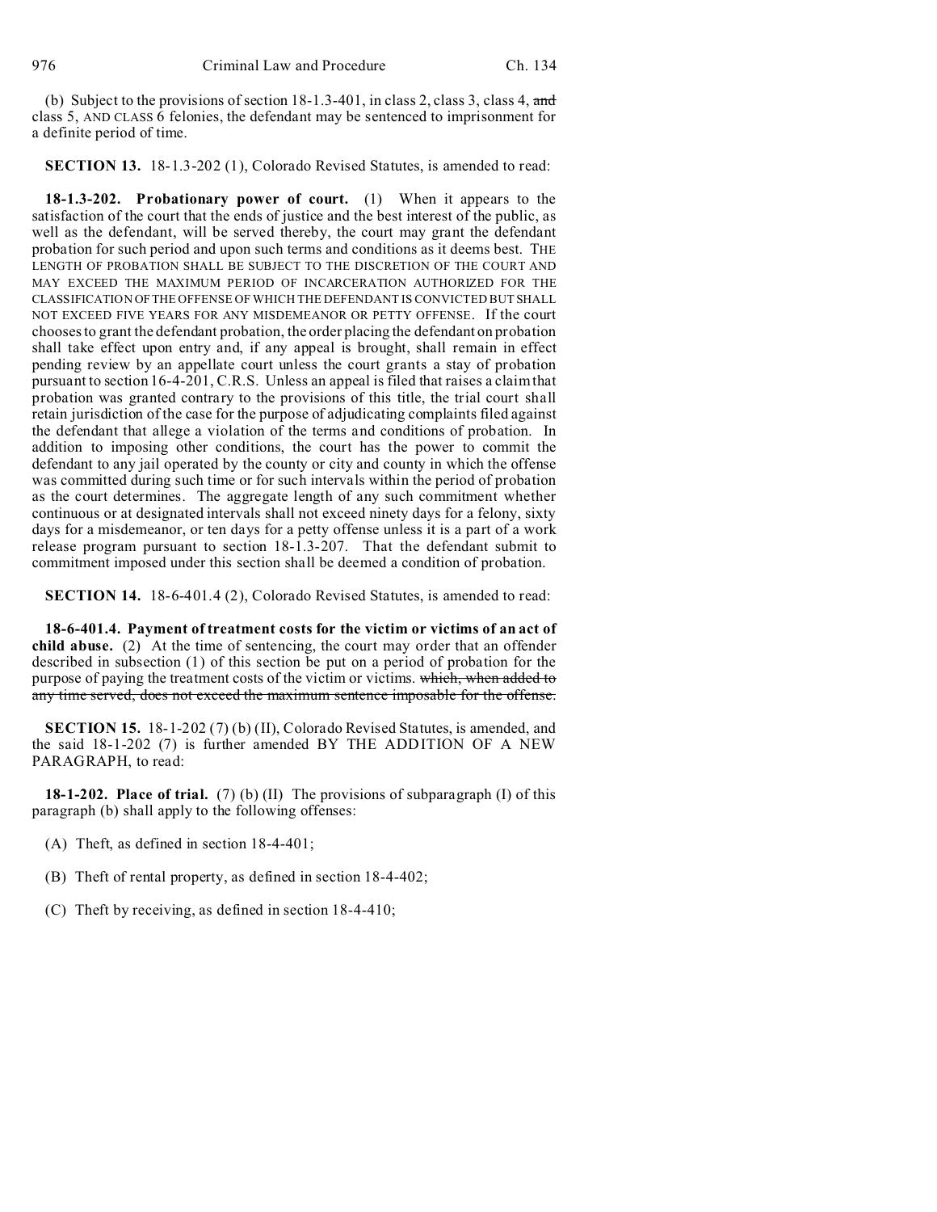(b) Subject to the provisions of section 18-1.3-401, in class 2, class 3, class 4, ~~and~~ class 5, AND CLASS 6 felonies, the defendant may be sentenced to imprisonment for a definite period of time.

**SECTION 13.** 18-1.3-202 (1), Colorado Revised Statutes, is amended to read:

**18-1.3-202. Probationary power of court.** (1) When it appears to the satisfaction of the court that the ends of justice and the best interest of the public, as well as the defendant, will be served thereby, the court may grant the defendant probation for such period and upon such terms and conditions as it deems best. THE LENGTH OF PROBATION SHALL BE SUBJECT TO THE DISCRETION OF THE COURT AND MAY EXCEED THE MAXIMUM PERIOD OF INCARCERATION AUTHORIZED FOR THE CLASSIFICATION OF THE OFFENSE OF WHICH THE DEFENDANT IS CONVICTED BUT SHALL NOT EXCEED FIVE YEARS FOR ANY MISDEMEANOR OR PETTY OFFENSE. If the court chooses to grant the defendant probation, the order placing the defendant on probation shall take effect upon entry and, if any appeal is brought, shall remain in effect pending review by an appellate court unless the court grants a stay of probation pursuant to section 16-4-201, C.R.S. Unless an appeal is filed that raises a claim that probation was granted contrary to the provisions of this title, the trial court shall retain jurisdiction of the case for the purpose of adjudicating complaints filed against the defendant that allege a violation of the terms and conditions of probation. In addition to imposing other conditions, the court has the power to commit the defendant to any jail operated by the county or city and county in which the offense was committed during such time or for such intervals within the period of probation as the court determines. The aggregate length of any such commitment whether continuous or at designated intervals shall not exceed ninety days for a felony, sixty days for a misdemeanor, or ten days for a petty offense unless it is a part of a work release program pursuant to section 18-1.3-207. That the defendant submit to commitment imposed under this section shall be deemed a condition of probation.

**SECTION 14.** 18-6-401.4 (2), Colorado Revised Statutes, is amended to read:

**18-6-401.4. Payment of treatment costs for the victim or victims of an act of child abuse.** (2) At the time of sentencing, the court may order that an offender described in subsection (1) of this section be put on a period of probation for the purpose of paying the treatment costs of the victim or victims. ~~which, when added to any time served, does not exceed the maximum sentence imposable for the offense.~~

**SECTION 15.** 18-1-202 (7) (b) (II), Colorado Revised Statutes, is amended, and the said 18-1-202 (7) is further amended BY THE ADDITION OF A NEW PARAGRAPH, to read:

**18-1-202. Place of trial.** (7) (b) (II) The provisions of subparagraph (I) of this paragraph (b) shall apply to the following offenses:

(A) Theft, as defined in section 18-4-401;

(B) Theft of rental property, as defined in section 18-4-402;

(C) Theft by receiving, as defined in section 18-4-410;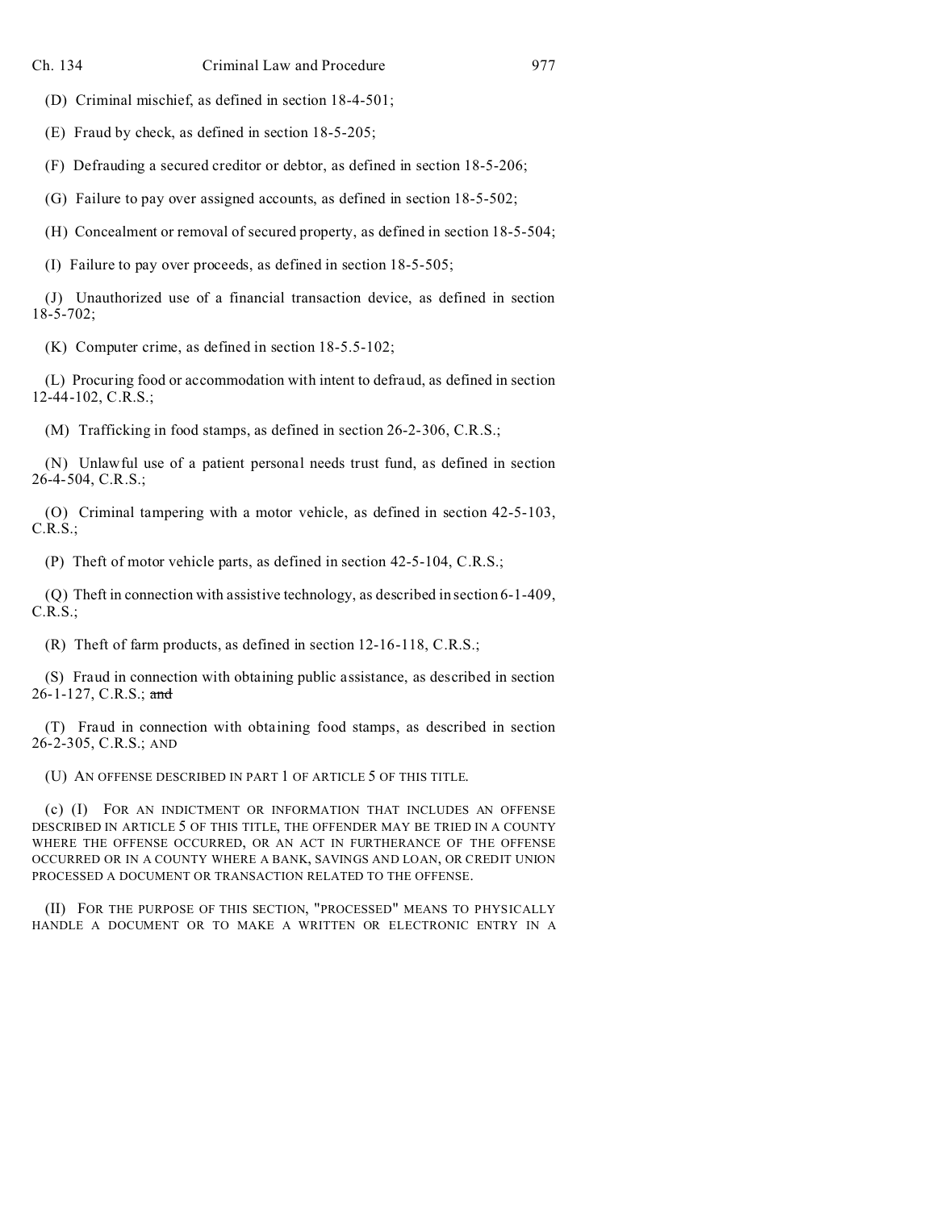(D) Criminal mischief, as defined in section 18-4-501;

(E) Fraud by check, as defined in section 18-5-205;

(F) Defrauding a secured creditor or debtor, as defined in section 18-5-206;

(G) Failure to pay over assigned accounts, as defined in section 18-5-502;

(H) Concealment or removal of secured property, as defined in section 18-5-504;

(I) Failure to pay over proceeds, as defined in section 18-5-505;

(J) Unauthorized use of a financial transaction device, as defined in section 18-5-702;

(K) Computer crime, as defined in section 18-5.5-102;

(L) Procuring food or accommodation with intent to defraud, as defined in section 12-44-102, C.R.S.;

(M) Trafficking in food stamps, as defined in section 26-2-306, C.R.S.;

(N) Unlawful use of a patient personal needs trust fund, as defined in section 26-4-504, C.R.S.;

(O) Criminal tampering with a motor vehicle, as defined in section 42-5-103, C.R.S.;

(P) Theft of motor vehicle parts, as defined in section 42-5-104, C.R.S.;

(Q) Theft in connection with assistive technology, as described in section 6-1-409, C.R.S.;

(R) Theft of farm products, as defined in section 12-16-118, C.R.S.;

(S) Fraud in connection with obtaining public assistance, as described in section 26-1-127, C.R.S.; ~~and~~

(T) Fraud in connection with obtaining food stamps, as described in section 26-2-305, C.R.S.; AND

(U) AN OFFENSE DESCRIBED IN PART 1 OF ARTICLE 5 OF THIS TITLE.

(c) (I) FOR AN INDICTMENT OR INFORMATION THAT INCLUDES AN OFFENSE DESCRIBED IN ARTICLE 5 OF THIS TITLE, THE OFFENDER MAY BE TRIED IN A COUNTY WHERE THE OFFENSE OCCURRED, OR AN ACT IN FURTHERANCE OF THE OFFENSE OCCURRED OR IN A COUNTY WHERE A BANK, SAVINGS AND LOAN, OR CREDIT UNION PROCESSED A DOCUMENT OR TRANSACTION RELATED TO THE OFFENSE.

(II) FOR THE PURPOSE OF THIS SECTION, "PROCESSED" MEANS TO PHYSICALLY HANDLE A DOCUMENT OR TO MAKE A WRITTEN OR ELECTRONIC ENTRY IN A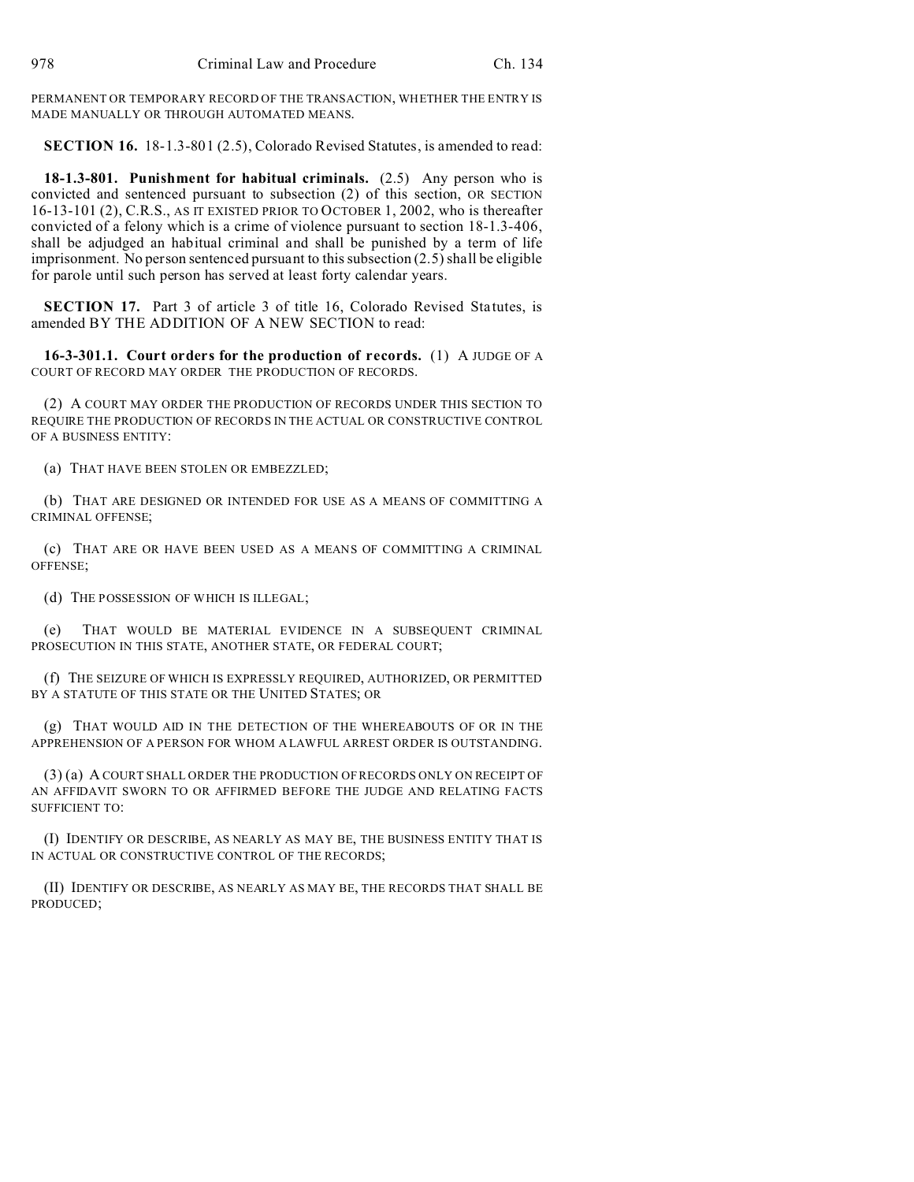PERMANENT OR TEMPORARY RECORD OF THE TRANSACTION, WHETHER THE ENTRY IS MADE MANUALLY OR THROUGH AUTOMATED MEANS.

**SECTION 16.** 18-1.3-801 (2.5), Colorado Revised Statutes, is amended to read:

**18-1.3-801. Punishment for habitual criminals.** (2.5) Any person who is convicted and sentenced pursuant to subsection (2) of this section, OR SECTION 16-13-101 (2), C.R.S., AS IT EXISTED PRIOR TO OCTOBER 1, 2002, who is thereafter convicted of a felony which is a crime of violence pursuant to section 18-1.3-406, shall be adjudged an habitual criminal and shall be punished by a term of life imprisonment. No person sentenced pursuant to this subsection (2.5) shall be eligible for parole until such person has served at least forty calendar years.

**SECTION 17.** Part 3 of article 3 of title 16, Colorado Revised Statutes, is amended BY THE ADDITION OF A NEW SECTION to read:

**16-3-301.1. Court orders for the production of records.** (1) A JUDGE OF A COURT OF RECORD MAY ORDER THE PRODUCTION OF RECORDS.

(2) A COURT MAY ORDER THE PRODUCTION OF RECORDS UNDER THIS SECTION TO REQUIRE THE PRODUCTION OF RECORDS IN THE ACTUAL OR CONSTRUCTIVE CONTROL OF A BUSINESS ENTITY:

(a) THAT HAVE BEEN STOLEN OR EMBEZZLED;

(b) THAT ARE DESIGNED OR INTENDED FOR USE AS A MEANS OF COMMITTING A CRIMINAL OFFENSE;

(c) THAT ARE OR HAVE BEEN USED AS A MEANS OF COMMITTING A CRIMINAL OFFENSE;

(d) THE POSSESSION OF WHICH IS ILLEGAL;

(e) THAT WOULD BE MATERIAL EVIDENCE IN A SUBSEQUENT CRIMINAL PROSECUTION IN THIS STATE, ANOTHER STATE, OR FEDERAL COURT;

(f) THE SEIZURE OF WHICH IS EXPRESSLY REQUIRED, AUTHORIZED, OR PERMITTED BY A STATUTE OF THIS STATE OR THE UNITED STATES; OR

(g) THAT WOULD AID IN THE DETECTION OF THE WHEREABOUTS OF OR IN THE APPREHENSION OF A PERSON FOR WHOM A LAWFUL ARREST ORDER IS OUTSTANDING.

(3) (a) A COURT SHALL ORDER THE PRODUCTION OF RECORDS ONLY ON RECEIPT OF AN AFFIDAVIT SWORN TO OR AFFIRMED BEFORE THE JUDGE AND RELATING FACTS SUFFICIENT TO:

(I) IDENTIFY OR DESCRIBE, AS NEARLY AS MAY BE, THE BUSINESS ENTITY THAT IS IN ACTUAL OR CONSTRUCTIVE CONTROL OF THE RECORDS;

(II) IDENTIFY OR DESCRIBE, AS NEARLY AS MAY BE, THE RECORDS THAT SHALL BE PRODUCED;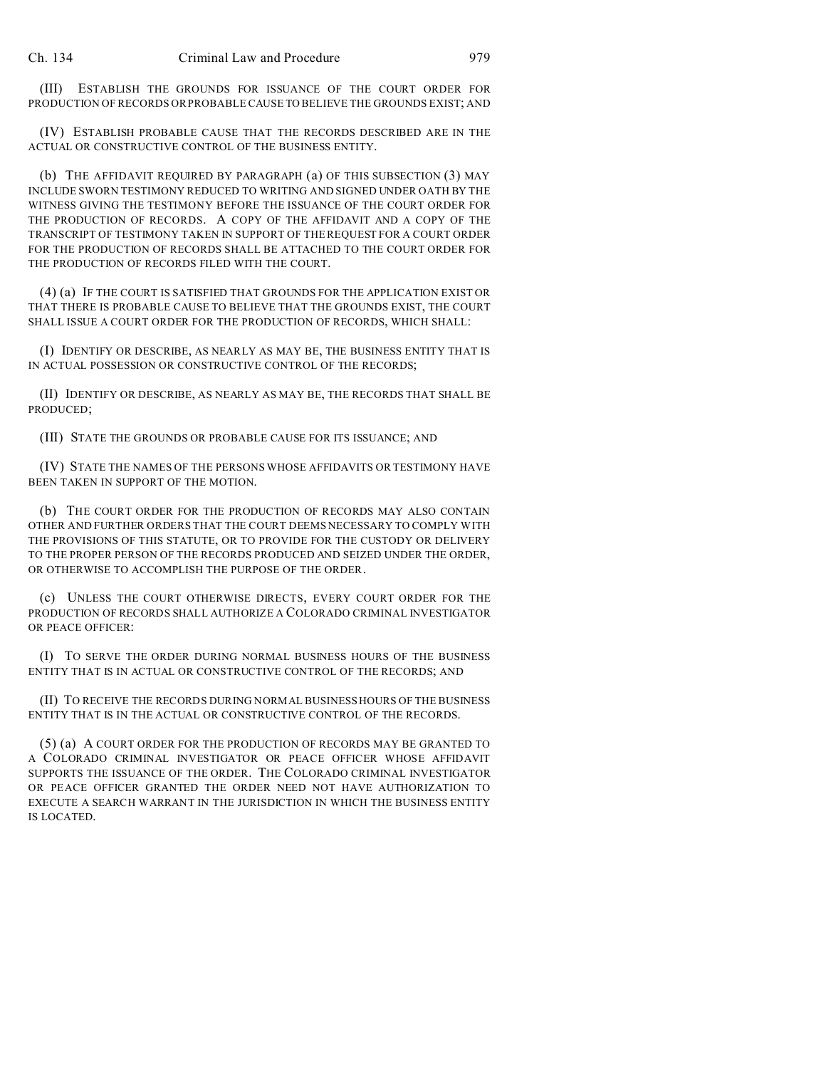(III) ESTABLISH THE GROUNDS FOR ISSUANCE OF THE COURT ORDER FOR PRODUCTION OF RECORDS OR PROBABLE CAUSE TO BELIEVE THE GROUNDS EXIST; AND

(IV) ESTABLISH PROBABLE CAUSE THAT THE RECORDS DESCRIBED ARE IN THE ACTUAL OR CONSTRUCTIVE CONTROL OF THE BUSINESS ENTITY.

(b) THE AFFIDAVIT REQUIRED BY PARAGRAPH (a) OF THIS SUBSECTION (3) MAY INCLUDE SWORN TESTIMONY REDUCED TO WRITING AND SIGNED UNDER OATH BY THE WITNESS GIVING THE TESTIMONY BEFORE THE ISSUANCE OF THE COURT ORDER FOR THE PRODUCTION OF RECORDS. A COPY OF THE AFFIDAVIT AND A COPY OF THE TRANSCRIPT OF TESTIMONY TAKEN IN SUPPORT OF THE REQUEST FOR A COURT ORDER FOR THE PRODUCTION OF RECORDS SHALL BE ATTACHED TO THE COURT ORDER FOR THE PRODUCTION OF RECORDS FILED WITH THE COURT.

(4) (a) IF THE COURT IS SATISFIED THAT GROUNDS FOR THE APPLICATION EXIST OR THAT THERE IS PROBABLE CAUSE TO BELIEVE THAT THE GROUNDS EXIST, THE COURT SHALL ISSUE A COURT ORDER FOR THE PRODUCTION OF RECORDS, WHICH SHALL:

(I) IDENTIFY OR DESCRIBE, AS NEARLY AS MAY BE, THE BUSINESS ENTITY THAT IS IN ACTUAL POSSESSION OR CONSTRUCTIVE CONTROL OF THE RECORDS;

(II) IDENTIFY OR DESCRIBE, AS NEARLY AS MAY BE, THE RECORDS THAT SHALL BE PRODUCED;

(III) STATE THE GROUNDS OR PROBABLE CAUSE FOR ITS ISSUANCE; AND

(IV) STATE THE NAMES OF THE PERSONS WHOSE AFFIDAVITS OR TESTIMONY HAVE BEEN TAKEN IN SUPPORT OF THE MOTION.

(b) THE COURT ORDER FOR THE PRODUCTION OF RECORDS MAY ALSO CONTAIN OTHER AND FURTHER ORDERS THAT THE COURT DEEMS NECESSARY TO COMPLY WITH THE PROVISIONS OF THIS STATUTE, OR TO PROVIDE FOR THE CUSTODY OR DELIVERY TO THE PROPER PERSON OF THE RECORDS PRODUCED AND SEIZED UNDER THE ORDER, OR OTHERWISE TO ACCOMPLISH THE PURPOSE OF THE ORDER.

(c) UNLESS THE COURT OTHERWISE DIRECTS, EVERY COURT ORDER FOR THE PRODUCTION OF RECORDS SHALL AUTHORIZE A COLORADO CRIMINAL INVESTIGATOR OR PEACE OFFICER:

(I) TO SERVE THE ORDER DURING NORMAL BUSINESS HOURS OF THE BUSINESS ENTITY THAT IS IN ACTUAL OR CONSTRUCTIVE CONTROL OF THE RECORDS; AND

(II) TO RECEIVE THE RECORDS DURING NORMAL BUSINESS HOURS OF THE BUSINESS ENTITY THAT IS IN THE ACTUAL OR CONSTRUCTIVE CONTROL OF THE RECORDS.

(5) (a) A COURT ORDER FOR THE PRODUCTION OF RECORDS MAY BE GRANTED TO A COLORADO CRIMINAL INVESTIGATOR OR PEACE OFFICER WHOSE AFFIDAVIT SUPPORTS THE ISSUANCE OF THE ORDER. THE COLORADO CRIMINAL INVESTIGATOR OR PEACE OFFICER GRANTED THE ORDER NEED NOT HAVE AUTHORIZATION TO EXECUTE A SEARCH WARRANT IN THE JURISDICTION IN WHICH THE BUSINESS ENTITY IS LOCATED.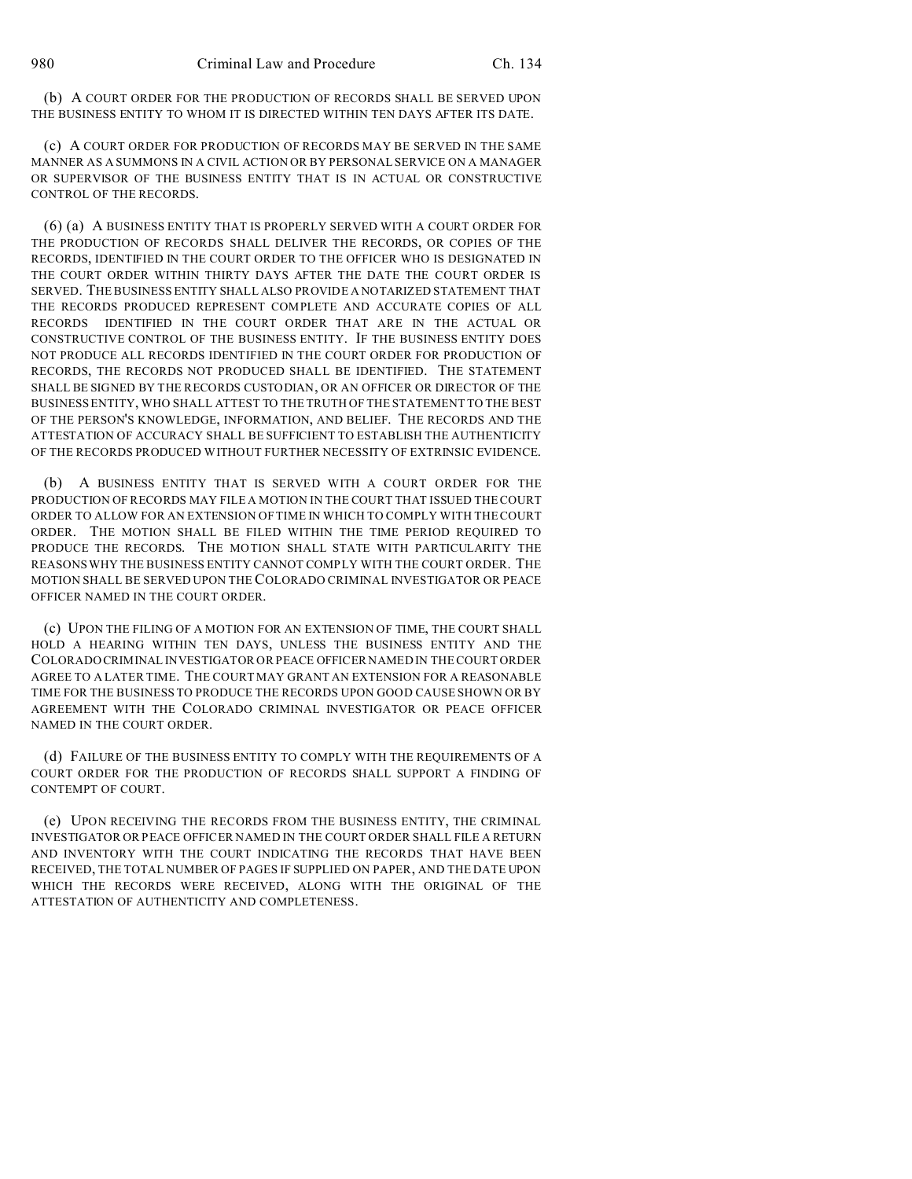(b) A COURT ORDER FOR THE PRODUCTION OF RECORDS SHALL BE SERVED UPON THE BUSINESS ENTITY TO WHOM IT IS DIRECTED WITHIN TEN DAYS AFTER ITS DATE.

(c) A COURT ORDER FOR PRODUCTION OF RECORDS MAY BE SERVED IN THE SAME MANNER AS A SUMMONS IN A CIVIL ACTION OR BY PERSONAL SERVICE ON A MANAGER OR SUPERVISOR OF THE BUSINESS ENTITY THAT IS IN ACTUAL OR CONSTRUCTIVE CONTROL OF THE RECORDS.

(6) (a) A BUSINESS ENTITY THAT IS PROPERLY SERVED WITH A COURT ORDER FOR THE PRODUCTION OF RECORDS SHALL DELIVER THE RECORDS, OR COPIES OF THE RECORDS, IDENTIFIED IN THE COURT ORDER TO THE OFFICER WHO IS DESIGNATED IN THE COURT ORDER WITHIN THIRTY DAYS AFTER THE DATE THE COURT ORDER IS SERVED. THE BUSINESS ENTITY SHALL ALSO PROVIDE A NOTARIZED STATEMENT THAT THE RECORDS PRODUCED REPRESENT COMPLETE AND ACCURATE COPIES OF ALL RECORDS IDENTIFIED IN THE COURT ORDER THAT ARE IN THE ACTUAL OR CONSTRUCTIVE CONTROL OF THE BUSINESS ENTITY. IF THE BUSINESS ENTITY DOES NOT PRODUCE ALL RECORDS IDENTIFIED IN THE COURT ORDER FOR PRODUCTION OF RECORDS, THE RECORDS NOT PRODUCED SHALL BE IDENTIFIED. THE STATEMENT SHALL BE SIGNED BY THE RECORDS CUSTODIAN, OR AN OFFICER OR DIRECTOR OF THE BUSINESS ENTITY, WHO SHALL ATTEST TO THE TRUTH OF THE STATEMENT TO THE BEST OF THE PERSON'S KNOWLEDGE, INFORMATION, AND BELIEF. THE RECORDS AND THE ATTESTATION OF ACCURACY SHALL BE SUFFICIENT TO ESTABLISH THE AUTHENTICITY OF THE RECORDS PRODUCED WITHOUT FURTHER NECESSITY OF EXTRINSIC EVIDENCE.

(b) A BUSINESS ENTITY THAT IS SERVED WITH A COURT ORDER FOR THE PRODUCTION OF RECORDS MAY FILE A MOTION IN THE COURT THAT ISSUED THE COURT ORDER TO ALLOW FOR AN EXTENSION OF TIME IN WHICH TO COMPLY WITH THE COURT ORDER. THE MOTION SHALL BE FILED WITHIN THE TIME PERIOD REQUIRED TO PRODUCE THE RECORDS. THE MOTION SHALL STATE WITH PARTICULARITY THE REASONS WHY THE BUSINESS ENTITY CANNOT COMPLY WITH THE COURT ORDER. THE MOTION SHALL BE SERVED UPON THE COLORADO CRIMINAL INVESTIGATOR OR PEACE OFFICER NAMED IN THE COURT ORDER.

(c) UPON THE FILING OF A MOTION FOR AN EXTENSION OF TIME, THE COURT SHALL HOLD A HEARING WITHIN TEN DAYS, UNLESS THE BUSINESS ENTITY AND THE COLORADO CRIMINAL INVESTIGATOR OR PEACE OFFICER NAMED IN THE COURT ORDER AGREE TO A LATER TIME. THE COURT MAY GRANT AN EXTENSION FOR A REASONABLE TIME FOR THE BUSINESS TO PRODUCE THE RECORDS UPON GOOD CAUSE SHOWN OR BY AGREEMENT WITH THE COLORADO CRIMINAL INVESTIGATOR OR PEACE OFFICER NAMED IN THE COURT ORDER.

(d) FAILURE OF THE BUSINESS ENTITY TO COMPLY WITH THE REQUIREMENTS OF A COURT ORDER FOR THE PRODUCTION OF RECORDS SHALL SUPPORT A FINDING OF CONTEMPT OF COURT.

(e) UPON RECEIVING THE RECORDS FROM THE BUSINESS ENTITY, THE CRIMINAL INVESTIGATOR OR PEACE OFFICER NAMED IN THE COURT ORDER SHALL FILE A RETURN AND INVENTORY WITH THE COURT INDICATING THE RECORDS THAT HAVE BEEN RECEIVED, THE TOTAL NUMBER OF PAGES IF SUPPLIED ON PAPER, AND THE DATE UPON WHICH THE RECORDS WERE RECEIVED, ALONG WITH THE ORIGINAL OF THE ATTESTATION OF AUTHENTICITY AND COMPLETENESS.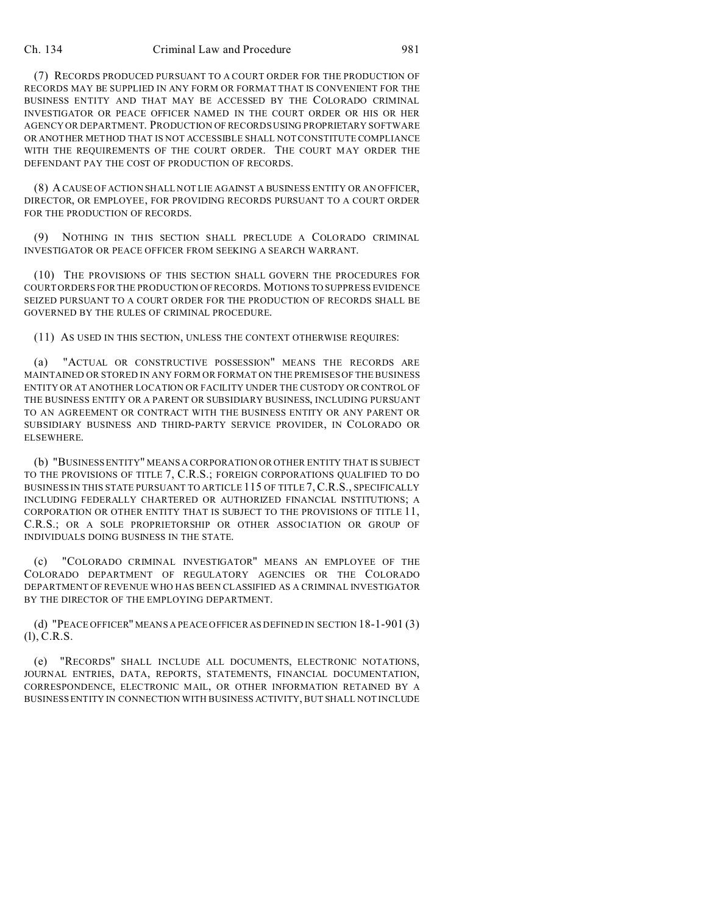(7) RECORDS PRODUCED PURSUANT TO A COURT ORDER FOR THE PRODUCTION OF RECORDS MAY BE SUPPLIED IN ANY FORM OR FORMAT THAT IS CONVENIENT FOR THE BUSINESS ENTITY AND THAT MAY BE ACCESSED BY THE COLORADO CRIMINAL INVESTIGATOR OR PEACE OFFICER NAMED IN THE COURT ORDER OR HIS OR HER AGENCY OR DEPARTMENT. PRODUCTION OF RECORDS USING PROPRIETARY SOFTWARE OR ANOTHER METHOD THAT IS NOT ACCESSIBLE SHALL NOT CONSTITUTE COMPLIANCE WITH THE REQUIREMENTS OF THE COURT ORDER. THE COURT MAY ORDER THE DEFENDANT PAY THE COST OF PRODUCTION OF RECORDS.

(8) A CAUSE OF ACTION SHALL NOT LIE AGAINST A BUSINESS ENTITY OR AN OFFICER, DIRECTOR, OR EMPLOYEE, FOR PROVIDING RECORDS PURSUANT TO A COURT ORDER FOR THE PRODUCTION OF RECORDS.

(9) NOTHING IN THIS SECTION SHALL PRECLUDE A COLORADO CRIMINAL INVESTIGATOR OR PEACE OFFICER FROM SEEKING A SEARCH WARRANT.

(10) THE PROVISIONS OF THIS SECTION SHALL GOVERN THE PROCEDURES FOR COURT ORDERS FOR THE PRODUCTION OF RECORDS. MOTIONS TO SUPPRESS EVIDENCE SEIZED PURSUANT TO A COURT ORDER FOR THE PRODUCTION OF RECORDS SHALL BE GOVERNED BY THE RULES OF CRIMINAL PROCEDURE.

(11) AS USED IN THIS SECTION, UNLESS THE CONTEXT OTHERWISE REQUIRES:

(a) "ACTUAL OR CONSTRUCTIVE POSSESSION" MEANS THE RECORDS ARE MAINTAINED OR STORED IN ANY FORM OR FORMAT ON THE PREMISES OF THE BUSINESS ENTITY OR AT ANOTHER LOCATION OR FACILITY UNDER THE CUSTODY OR CONTROL OF THE BUSINESS ENTITY OR A PARENT OR SUBSIDIARY BUSINESS, INCLUDING PURSUANT TO AN AGREEMENT OR CONTRACT WITH THE BUSINESS ENTITY OR ANY PARENT OR SUBSIDIARY BUSINESS AND THIRD-PARTY SERVICE PROVIDER, IN COLORADO OR ELSEWHERE.

(b) "BUSINESS ENTITY" MEANS A CORPORATION OR OTHER ENTITY THAT IS SUBJECT TO THE PROVISIONS OF TITLE 7, C.R.S.; FOREIGN CORPORATIONS QUALIFIED TO DO BUSINESS IN THIS STATE PURSUANT TO ARTICLE 115 OF TITLE 7, C.R.S., SPECIFICALLY INCLUDING FEDERALLY CHARTERED OR AUTHORIZED FINANCIAL INSTITUTIONS; A CORPORATION OR OTHER ENTITY THAT IS SUBJECT TO THE PROVISIONS OF TITLE 11, C.R.S.; OR A SOLE PROPRIETORSHIP OR OTHER ASSOCIATION OR GROUP OF INDIVIDUALS DOING BUSINESS IN THE STATE.

(c) "COLORADO CRIMINAL INVESTIGATOR" MEANS AN EMPLOYEE OF THE COLORADO DEPARTMENT OF REGULATORY AGENCIES OR THE COLORADO DEPARTMENT OF REVENUE WHO HAS BEEN CLASSIFIED AS A CRIMINAL INVESTIGATOR BY THE DIRECTOR OF THE EMPLOYING DEPARTMENT.

(d) "PEACE OFFICER" MEANS A PEACE OFFICER AS DEFINED IN SECTION 18-1-901 (3) (l), C.R.S.

(e) "RECORDS" SHALL INCLUDE ALL DOCUMENTS, ELECTRONIC NOTATIONS, JOURNAL ENTRIES, DATA, REPORTS, STATEMENTS, FINANCIAL DOCUMENTATION, CORRESPONDENCE, ELECTRONIC MAIL, OR OTHER INFORMATION RETAINED BY A BUSINESS ENTITY IN CONNECTION WITH BUSINESS ACTIVITY, BUT SHALL NOT INCLUDE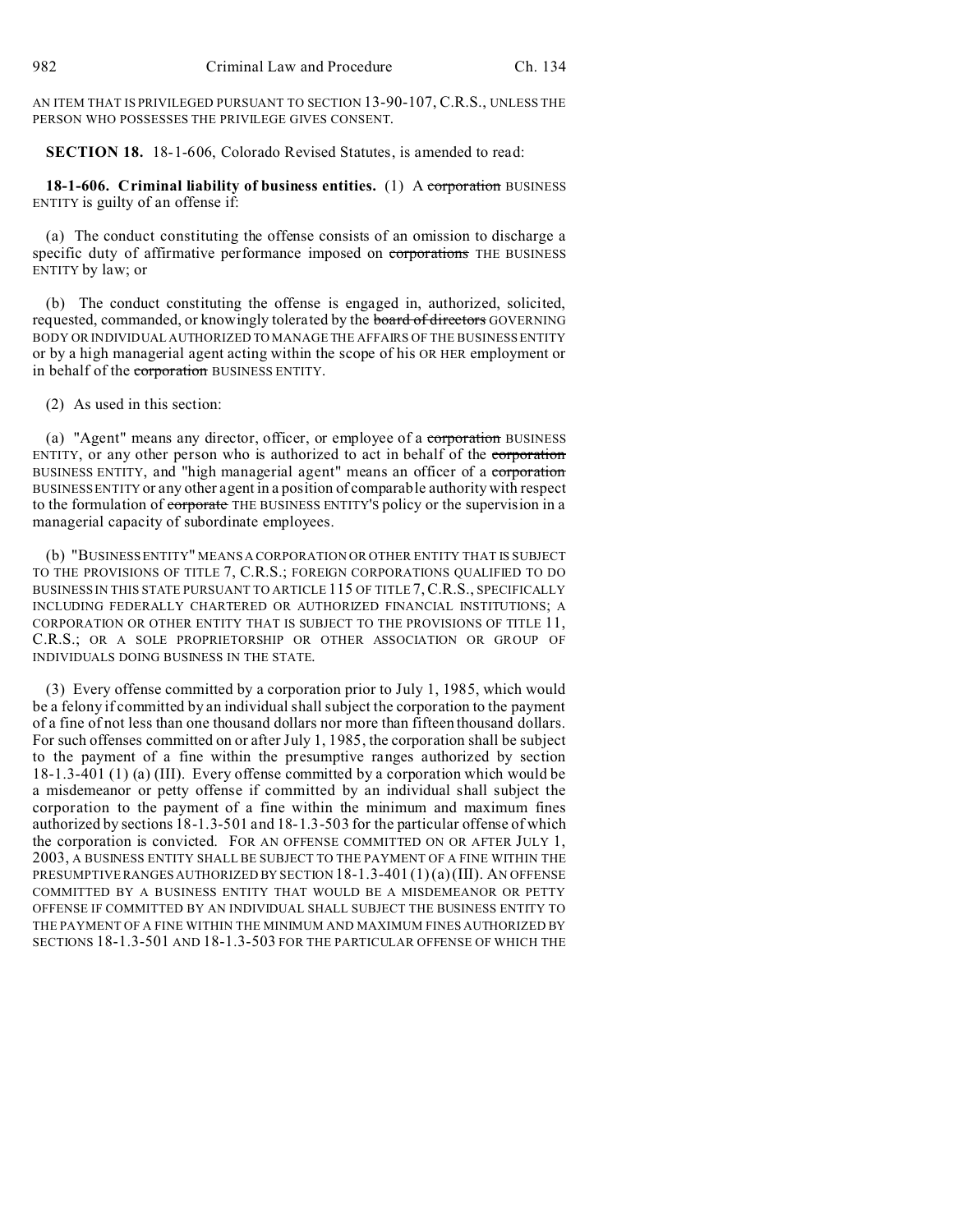AN ITEM THAT IS PRIVILEGED PURSUANT TO SECTION 13-90-107, C.R.S., UNLESS THE PERSON WHO POSSESSES THE PRIVILEGE GIVES CONSENT.

**SECTION 18.** 18-1-606, Colorado Revised Statutes, is amended to read:

**18-1-606. Criminal liability of business entities.** (1) A ~~corporation~~ BUSINESS ENTITY is guilty of an offense if:

(a) The conduct constituting the offense consists of an omission to discharge a specific duty of affirmative performance imposed on ~~corporations~~ THE BUSINESS ENTITY by law; or

(b) The conduct constituting the offense is engaged in, authorized, solicited, requested, commanded, or knowingly tolerated by the ~~board of directors~~ GOVERNING BODY OR INDIVIDUAL AUTHORIZED TO MANAGE THE AFFAIRS OF THE BUSINESS ENTITY or by a high managerial agent acting within the scope of his OR HER employment or in behalf of the ~~corporation~~ BUSINESS ENTITY.

(2) As used in this section:

(a) "Agent" means any director, officer, or employee of a ~~corporation~~ BUSINESS ENTITY, or any other person who is authorized to act in behalf of the ~~corporation~~ BUSINESS ENTITY, and "high managerial agent" means an officer of a ~~corporation~~ BUSINESS ENTITY or any other agent in a position of comparable authority with respect to the formulation of ~~corporate~~ THE BUSINESS ENTITY'S policy or the supervision in a managerial capacity of subordinate employees.

(b) "BUSINESS ENTITY" MEANS A CORPORATION OR OTHER ENTITY THAT IS SUBJECT TO THE PROVISIONS OF TITLE 7, C.R.S.; FOREIGN CORPORATIONS QUALIFIED TO DO BUSINESS IN THIS STATE PURSUANT TO ARTICLE 115 OF TITLE 7, C.R.S., SPECIFICALLY INCLUDING FEDERALLY CHARTERED OR AUTHORIZED FINANCIAL INSTITUTIONS; A CORPORATION OR OTHER ENTITY THAT IS SUBJECT TO THE PROVISIONS OF TITLE 11, C.R.S.; OR A SOLE PROPRIETORSHIP OR OTHER ASSOCIATION OR GROUP OF INDIVIDUALS DOING BUSINESS IN THE STATE.

(3) Every offense committed by a corporation prior to July 1, 1985, which would be a felony if committed by an individual shall subject the corporation to the payment of a fine of not less than one thousand dollars nor more than fifteen thousand dollars. For such offenses committed on or after July 1, 1985, the corporation shall be subject to the payment of a fine within the presumptive ranges authorized by section 18-1.3-401 (1) (a) (III). Every offense committed by a corporation which would be a misdemeanor or petty offense if committed by an individual shall subject the corporation to the payment of a fine within the minimum and maximum fines authorized by sections 18-1.3-501 and 18-1.3-503 for the particular offense of which the corporation is convicted. FOR AN OFFENSE COMMITTED ON OR AFTER JULY 1, 2003, A BUSINESS ENTITY SHALL BE SUBJECT TO THE PAYMENT OF A FINE WITHIN THE PRESUMPTIVE RANGES AUTHORIZED BY SECTION 18-1.3-401 (1) (a) (III). AN OFFENSE COMMITTED BY A BUSINESS ENTITY THAT WOULD BE A MISDEMEANOR OR PETTY OFFENSE IF COMMITTED BY AN INDIVIDUAL SHALL SUBJECT THE BUSINESS ENTITY TO THE PAYMENT OF A FINE WITHIN THE MINIMUM AND MAXIMUM FINES AUTHORIZED BY SECTIONS 18-1.3-501 AND 18-1.3-503 FOR THE PARTICULAR OFFENSE OF WHICH THE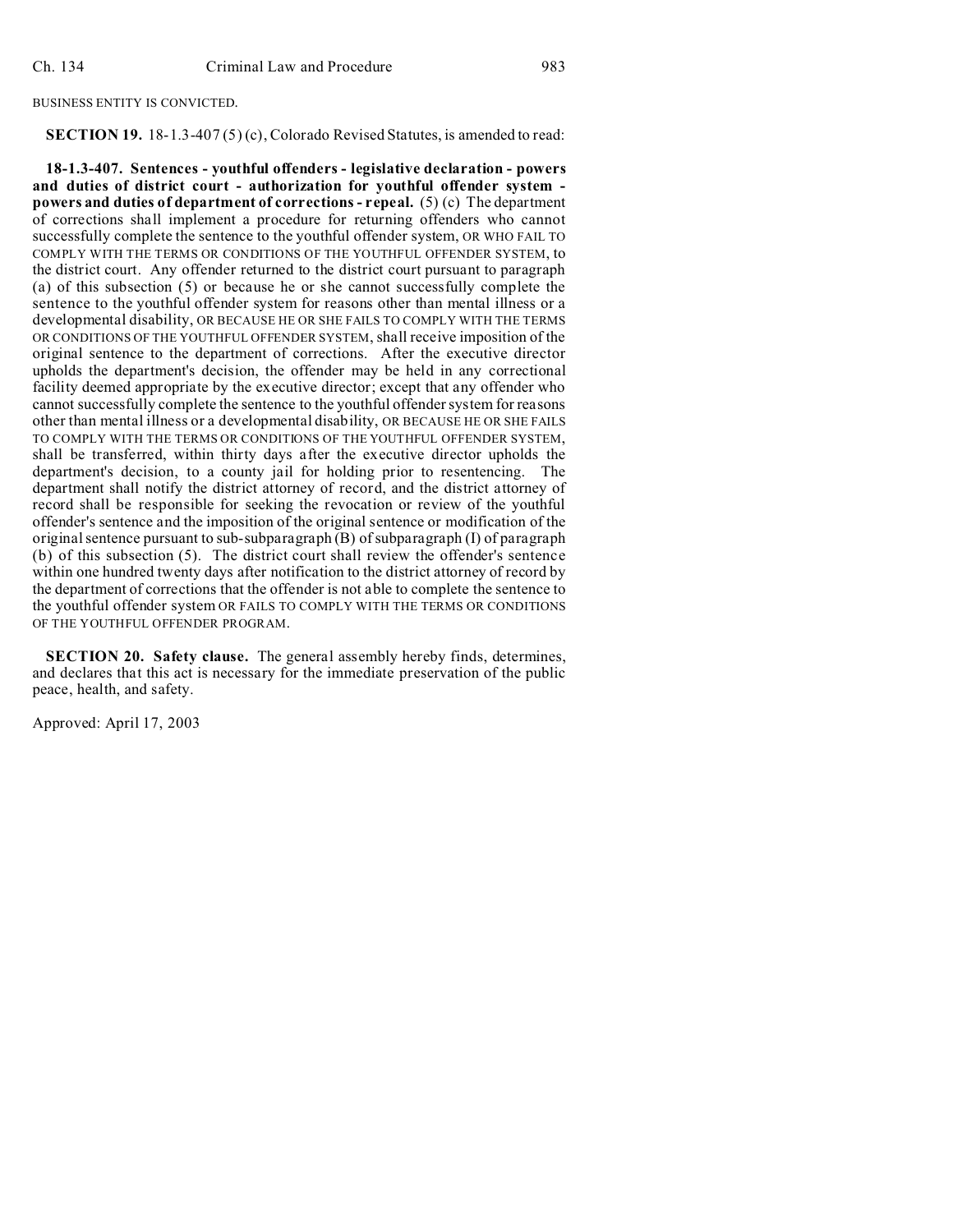BUSINESS ENTITY IS CONVICTED.

**SECTION 19.** 18-1.3-407 (5) (c), Colorado Revised Statutes, is amended to read:

**18-1.3-407. Sentences - youthful offenders - legislative declaration - powers and duties of district court - authorization for youthful offender system - powers and duties of department of corrections - repeal.** (5) (c) The department of corrections shall implement a procedure for returning offenders who cannot successfully complete the sentence to the youthful offender system, OR WHO FAIL TO COMPLY WITH THE TERMS OR CONDITIONS OF THE YOUTHFUL OFFENDER SYSTEM, to the district court. Any offender returned to the district court pursuant to paragraph (a) of this subsection (5) or because he or she cannot successfully complete the sentence to the youthful offender system for reasons other than mental illness or a developmental disability, OR BECAUSE HE OR SHE FAILS TO COMPLY WITH THE TERMS OR CONDITIONS OF THE YOUTHFUL OFFENDER SYSTEM, shall receive imposition of the original sentence to the department of corrections. After the executive director upholds the department's decision, the offender may be held in any correctional facility deemed appropriate by the executive director; except that any offender who cannot successfully complete the sentence to the youthful offender system for reasons other than mental illness or a developmental disability, OR BECAUSE HE OR SHE FAILS TO COMPLY WITH THE TERMS OR CONDITIONS OF THE YOUTHFUL OFFENDER SYSTEM, shall be transferred, within thirty days after the executive director upholds the department's decision, to a county jail for holding prior to resentencing. The department shall notify the district attorney of record, and the district attorney of record shall be responsible for seeking the revocation or review of the youthful offender's sentence and the imposition of the original sentence or modification of the original sentence pursuant to sub-subparagraph (B) of subparagraph (I) of paragraph (b) of this subsection (5). The district court shall review the offender's sentence within one hundred twenty days after notification to the district attorney of record by the department of corrections that the offender is not able to complete the sentence to the youthful offender system OR FAILS TO COMPLY WITH THE TERMS OR CONDITIONS OF THE YOUTHFUL OFFENDER PROGRAM.

**SECTION 20. Safety clause.** The general assembly hereby finds, determines, and declares that this act is necessary for the immediate preservation of the public peace, health, and safety.

Approved: April 17, 2003